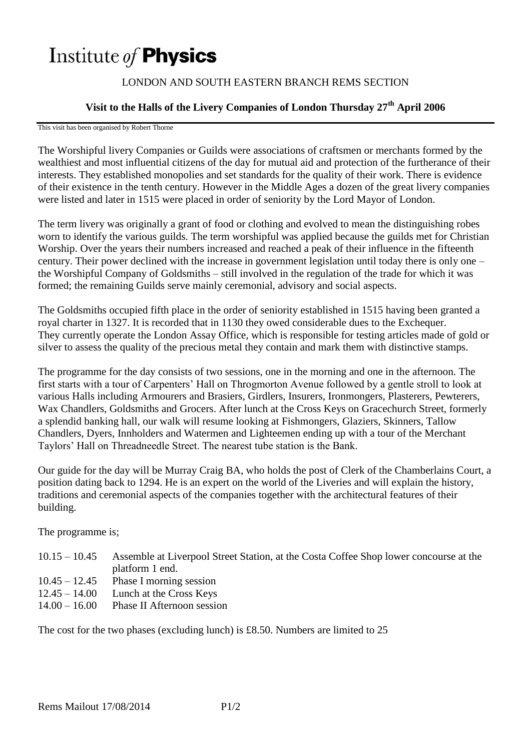# Institute *of* **Physics**

LONDON AND SOUTH EASTERN BRANCH REMS SECTION

## Visit to the Halls of the Livery Companies of London Thursday 27th April 2006

This visit has been organised by Robert Thorne

The Worshipful livery Companies or Guilds were associations of craftsmen or merchants formed by the wealthiest and most influential citizens of the day for mutual aid and protection of the furtherance of their interests. They established monopolies and set standards for the quality of their work. There is evidence of their existence in the tenth century. However in the Middle Ages a dozen of the great livery companies were listed and later in 1515 were placed in order of seniority by the Lord Mayor of London.

The term livery was originally a grant of food or clothing and evolved to mean the distinguishing robes worn to identify the various guilds. The term worshipful was applied because the guilds met for Christian Worship. Over the years their numbers increased and reached a peak of their influence in the fifteenth century. Their power declined with the increase in government legislation until today there is only one – the Worshipful Company of Goldsmiths – still involved in the regulation of the trade for which it was formed; the remaining Guilds serve mainly ceremonial, advisory and social aspects.

The Goldsmiths occupied fifth place in the order of seniority established in 1515 having been granted a royal charter in 1327. It is recorded that in 1130 they owed considerable dues to the Exchequer. They currently operate the London Assay Office, which is responsible for testing articles made of gold or silver to assess the quality of the precious metal they contain and mark them with distinctive stamps.

The programme for the day consists of two sessions, one in the morning and one in the afternoon. The first starts with a tour of Carpenters' Hall on Throgmorton Avenue followed by a gentle stroll to look at various Halls including Armourers and Brasiers, Girdlers, Insurers, Ironmongers, Plasterers, Pewterers, Wax Chandlers, Goldsmiths and Grocers. After lunch at the Cross Keys on Gracechurch Street, formerly a splendid banking hall, our walk will resume looking at Fishmongers, Glaziers, Skinners, Tallow Chandlers, Dyers, Innholders and Watermen and Lighteemen ending up with a tour of the Merchant Taylors' Hall on Threadneedle Street. The nearest tube station is the Bank.

Our guide for the day will be Murray Craig BA, who holds the post of Clerk of the Chamberlains Court, a position dating back to 1294. He is an expert on the world of the Liveries and will explain the history, traditions and ceremonial aspects of the companies together with the architectural features of their building.

The programme is;

| | |
|---|---|
| 10.15 – 10.45 | Assemble at Liverpool Street Station, at the Costa Coffee Shop lower concourse at the platform 1 end. |
| 10.45 – 12.45 | Phase I morning session |
| 12.45 – 14.00 | Lunch at the Cross Keys |
| 14.00 – 16.00 | Phase II Afternoon session |

The cost for the two phases (excluding lunch) is £8.50. Numbers are limited to 25

Rems Mailout 17/08/2014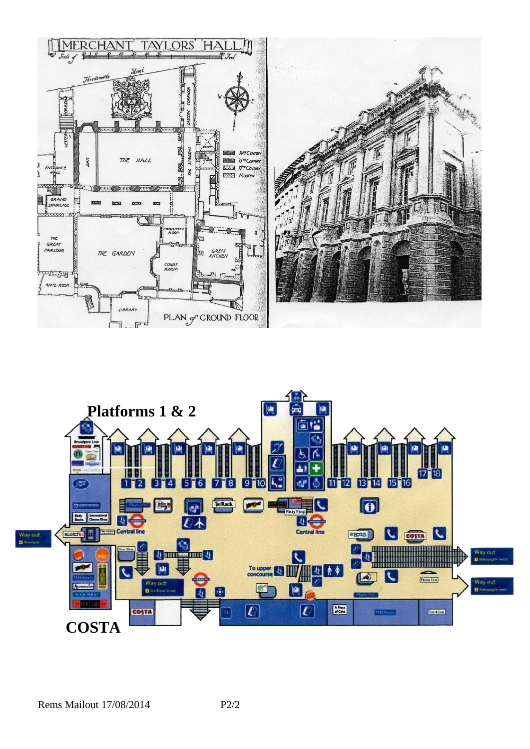MERCHANT TAYLORS' HALL

PLAN of GROUND FLOOR

**Platforms 1 & 2**

**COSTA**